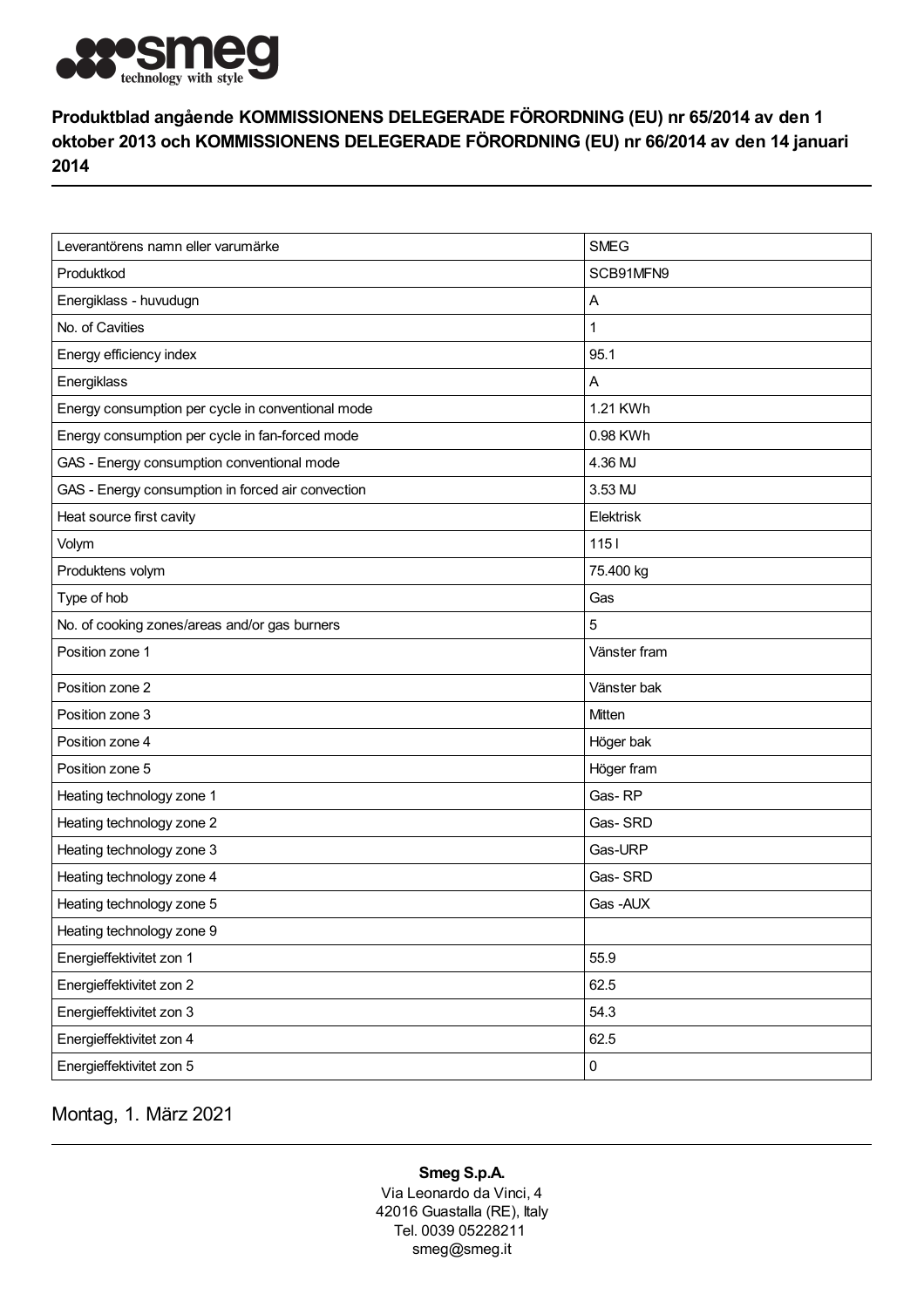smeg technology with style

**Produktblad angående KOMMISSIONENS DELEGERADE FÖRORDNING (EU) nr 65/2014 av den 1 oktober 2013 och KOMMISSIONENS DELEGERADE FÖRORDNING (EU) nr 66/2014 av den 14 januari 2014**

| | |
|---|---|
| Leverantörens namn eller varumärke | SMEG |
| Produktkod | SCB91MFN9 |
| Energiklass - huvudugn | A |
| No. of Cavities | 1 |
| Energy efficiency index | 95.1 |
| Energiklass | A |
| Energy consumption per cycle in conventional mode | 1.21 KWh |
| Energy consumption per cycle in fan-forced mode | 0.98 KWh |
| GAS - Energy consumption conventional mode | 4.36 MJ |
| GAS - Energy consumption in forced air convection | 3.53 MJ |
| Heat source first cavity | Elektrisk |
| Volym | 115 l |
| Produktens volym | 75.400 kg |
| Type of hob | Gas |
| No. of cooking zones/areas and/or gas burners | 5 |
| Position zone 1 | Vänster fram |
| Position zone 2 | Vänster bak |
| Position zone 3 | Mitten |
| Position zone 4 | Höger bak |
| Position zone 5 | Höger fram |
| Heating technology zone 1 | Gas- RP |
| Heating technology zone 2 | Gas- SRD |
| Heating technology zone 3 | Gas-URP |
| Heating technology zone 4 | Gas- SRD |
| Heating technology zone 5 | Gas -AUX |
| Heating technology zone 9 | |
| Energieffektivitet zon 1 | 55.9 |
| Energieffektivitet zon 2 | 62.5 |
| Energieffektivitet zon 3 | 54.3 |
| Energieffektivitet zon 4 | 62.5 |
| Energieffektivitet zon 5 | 0 |

Montag, 1. März 2021

**Smeg S.p.A.**
Via Leonardo da Vinci, 4
42016 Guastalla (RE), Italy
Tel. 0039 05228211
smeg@smeg.it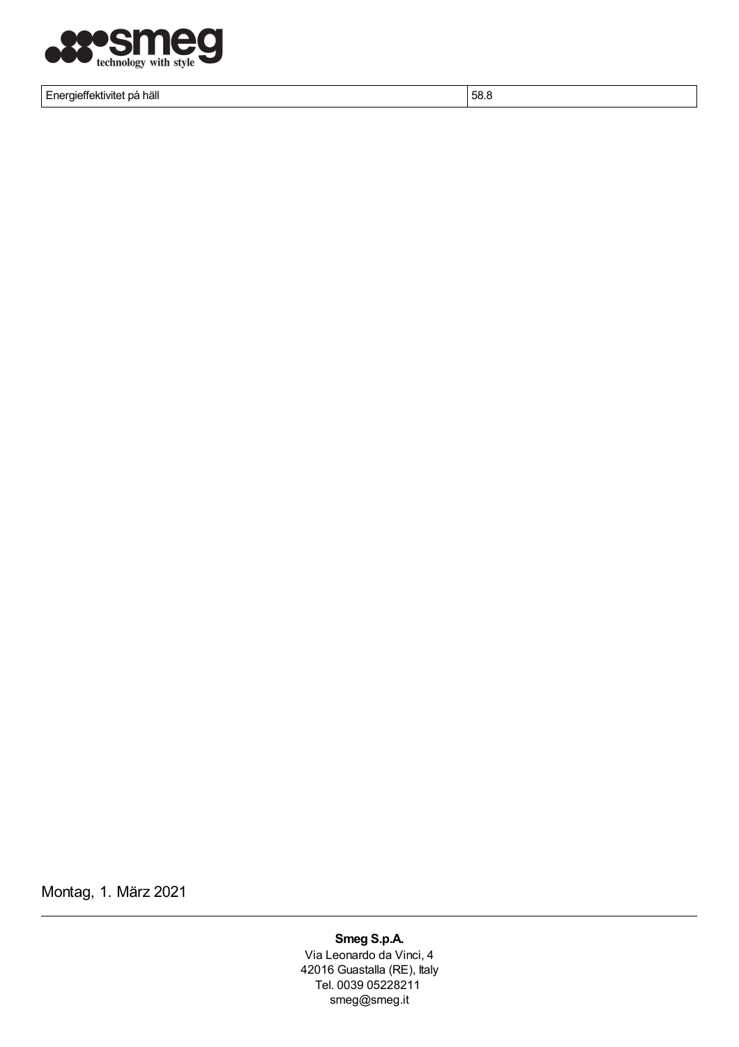| | |
|---|---|
| Energieffektivitet på häll | 58.8 |

Montag, 1. März 2021

**Smeg S.p.A.**
Via Leonardo da Vinci, 4
42016 Guastalla (RE), Italy
Tel. 0039 05228211
smeg@smeg.it